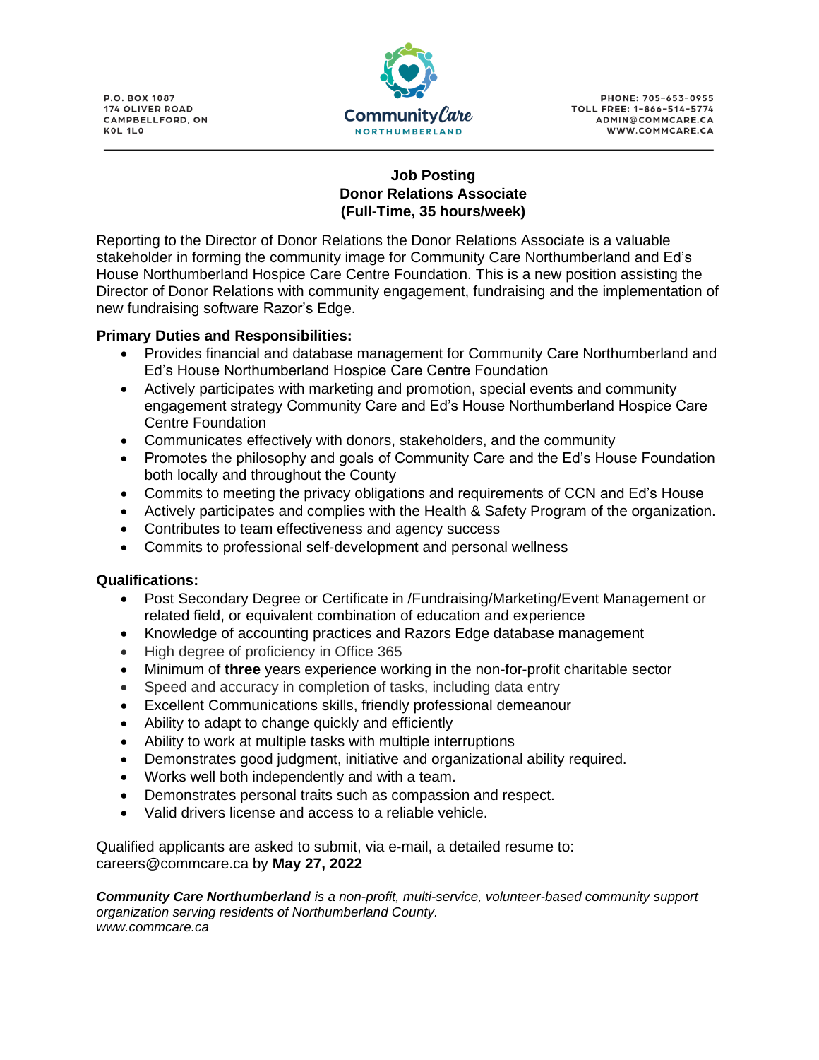P.O. BOX 1087
174 OLIVER ROAD
CAMPBELLFORD, ON
K0L 1L0

Community Care
NORTHUMBERLAND

PHONE: 705-653-0955
TOLL FREE: 1-866-514-5774
ADMIN@COMMCARE.CA
WWW.COMMCARE.CA

# Job Posting
## Donor Relations Associate
## (Full-Time, 35 hours/week)

Reporting to the Director of Donor Relations the Donor Relations Associate is a valuable stakeholder in forming the community image for Community Care Northumberland and Ed's House Northumberland Hospice Care Centre Foundation. This is a new position assisting the Director of Donor Relations with community engagement, fundraising and the implementation of new fundraising software Razor's Edge.

**Primary Duties and Responsibilities:**

- Provides financial and database management for Community Care Northumberland and Ed's House Northumberland Hospice Care Centre Foundation
- Actively participates with marketing and promotion, special events and community engagement strategy Community Care and Ed's House Northumberland Hospice Care Centre Foundation
- Communicates effectively with donors, stakeholders, and the community
- Promotes the philosophy and goals of Community Care and the Ed's House Foundation both locally and throughout the County
- Commits to meeting the privacy obligations and requirements of CCN and Ed's House
- Actively participates and complies with the Health & Safety Program of the organization.
- Contributes to team effectiveness and agency success
- Commits to professional self-development and personal wellness

**Qualifications:**

- Post Secondary Degree or Certificate in /Fundraising/Marketing/Event Management or related field, or equivalent combination of education and experience
- Knowledge of accounting practices and Razors Edge database management
- High degree of proficiency in Office 365
- Minimum of **three** years experience working in the non-for-profit charitable sector
- Speed and accuracy in completion of tasks, including data entry
- Excellent Communications skills, friendly professional demeanour
- Ability to adapt to change quickly and efficiently
- Ability to work at multiple tasks with multiple interruptions
- Demonstrates good judgment, initiative and organizational ability required.
- Works well both independently and with a team.
- Demonstrates personal traits such as compassion and respect.
- Valid drivers license and access to a reliable vehicle.

Qualified applicants are asked to submit, via e-mail, a detailed resume to: careers@commcare.ca by **May 27, 2022**

***Community Care Northumberland*** *is a non-profit, multi-service, volunteer-based community support organization serving residents of Northumberland County.*
*www.commcare.ca*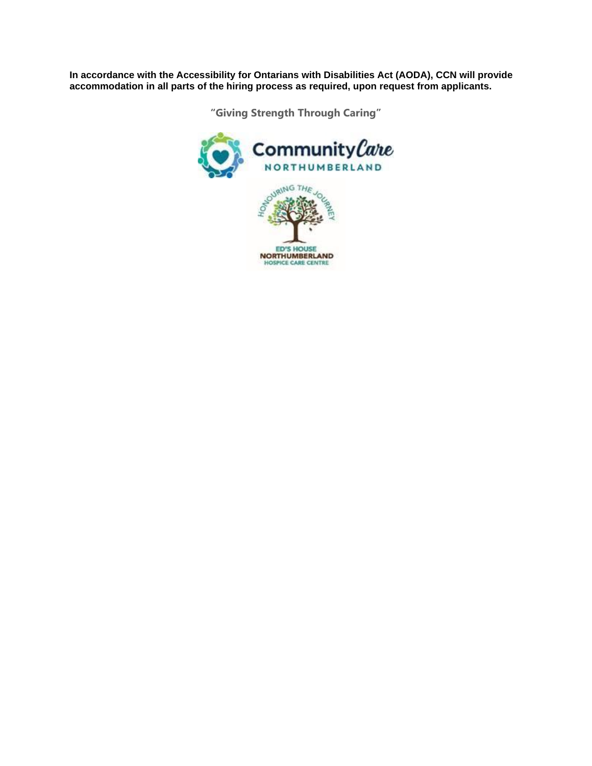**In accordance with the Accessibility for Ontarians with Disabilities Act (AODA), CCN will provide accommodation in all parts of the hiring process as required, upon request from applicants.**

**"Giving Strength Through Caring"**